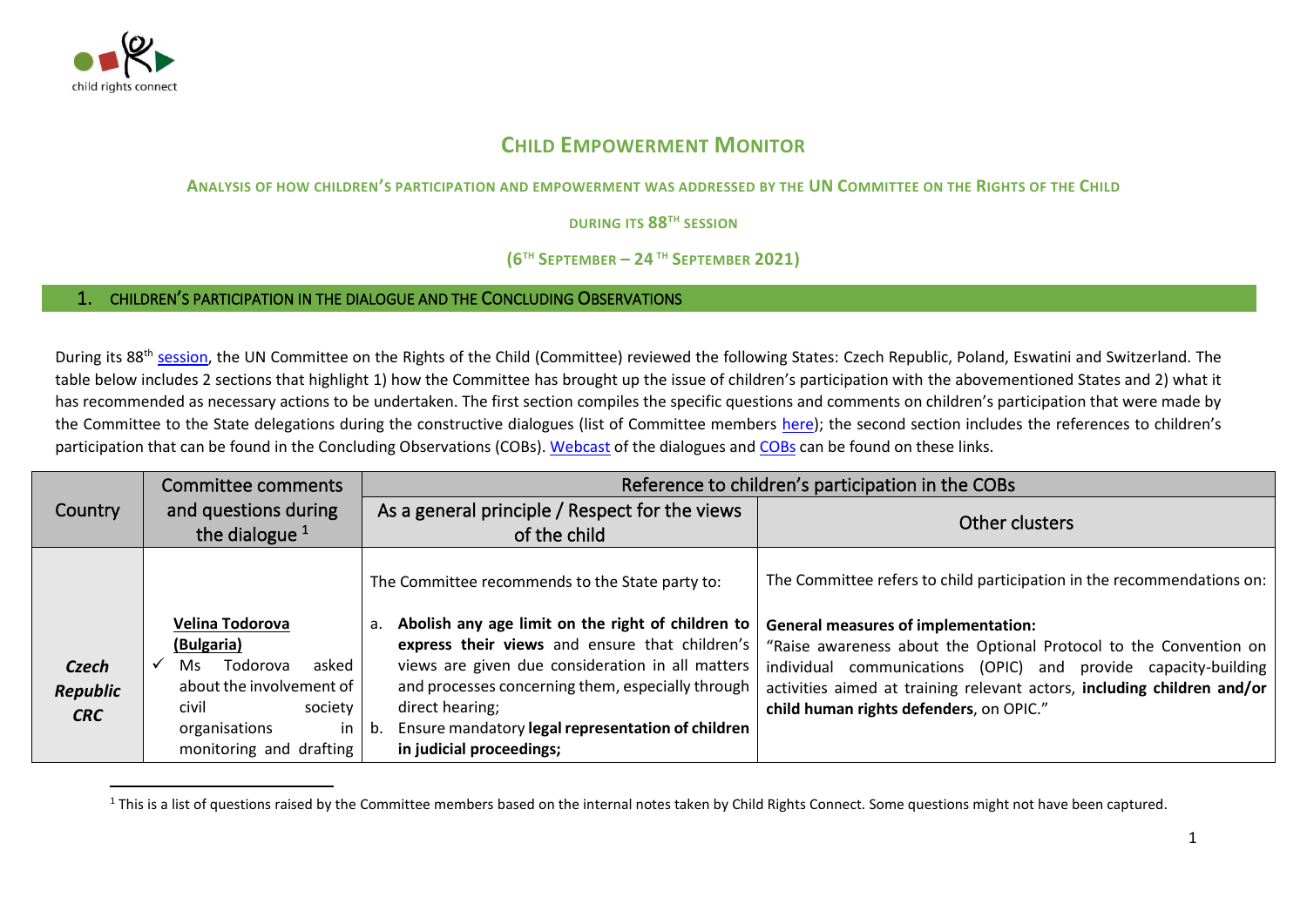# CHILD EMPOWERMENT MONITOR

### ANALYSIS OF HOW CHILDREN'S PARTICIPATION AND EMPOWERMENT WAS ADDRESSED BY THE UN COMMITTEE ON THE RIGHTS OF THE CHILD

### DURING ITS 88[TH] SESSION

### (6[TH] SEPTEMBER – 24[TH] SEPTEMBER 2021)

## 1. CHILDREN'S PARTICIPATION IN THE DIALOGUE AND THE CONCLUDING OBSERVATIONS

During its 88[th] session, the UN Committee on the Rights of the Child (Committee) reviewed the following States: Czech Republic, Poland, Eswatini and Switzerland. The table below includes 2 sections that highlight 1) how the Committee has brought up the issue of children's participation with the abovementioned States and 2) what it has recommended as necessary actions to be undertaken. The first section compiles the specific questions and comments on children's participation that were made by the Committee to the State delegations during the constructive dialogues (list of Committee members here); the second section includes the references to children's participation that can be found in the Concluding Observations (COBs). Webcast of the dialogues and COBs can be found on these links.

| Country | Committee comments and questions during the dialogue [1] | Reference to children's participation in the COBs | |
|---|---|---|---|
| | | As a general principle / Respect for the views of the child | Other clusters |
| ***Czech Republic CRC*** | **Velina Todorova (Bulgaria)**<br>✓ Ms Todorova asked about the involvement of civil society organisations in monitoring and drafting | The Committee recommends to the State party to:<br>a. **Abolish any age limit on the right of children to express their views** and ensure that children's views are given due consideration in all matters and processes concerning them, especially through direct hearing;<br>b. Ensure mandatory **legal representation of children in judicial proceedings;** | The Committee refers to child participation in the recommendations on:<br>**General measures of implementation:**<br>"Raise awareness about the Optional Protocol to the Convention on individual communications (OPIC) and provide capacity-building activities aimed at training relevant actors, **including children and/or child human rights defenders**, on OPIC." |

[1] This is a list of questions raised by the Committee members based on the internal notes taken by Child Rights Connect. Some questions might not have been captured.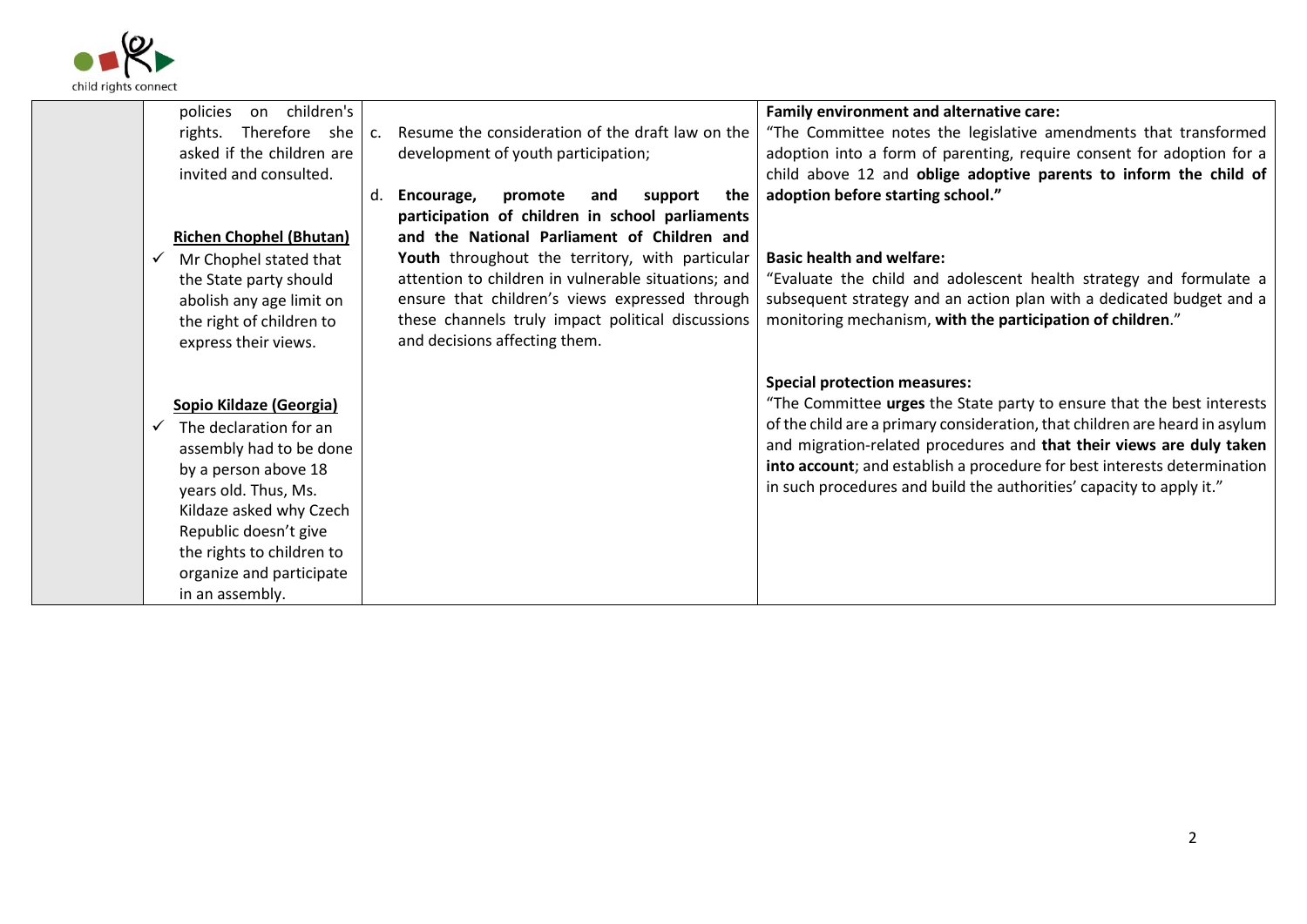| | | | |
|---|---|---|---|
| | policies on children's rights. Therefore she asked if the children are invited and consulted.<br><br>**Richen Chophel (Bhutan)**<br>✓ Mr Chophel stated that the State party should abolish any age limit on the right of children to express their views.<br><br>**Sopio Kildaze (Georgia)**<br>✓ The declaration for an assembly had to be done by a person above 18 years old. Thus, Ms. Kildaze asked why Czech Republic doesn't give the rights to children to organize and participate in an assembly. | c. Resume the consideration of the draft law on the development of youth participation;<br><br>d. **Encourage, promote and support the participation of children in school parliaments and the National Parliament of Children and Youth** throughout the territory, with particular attention to children in vulnerable situations; and ensure that children's views expressed through these channels truly impact political discussions and decisions affecting them. | **Family environment and alternative care:**<br>"The Committee notes the legislative amendments that transformed adoption into a form of parenting, require consent for adoption for a child above 12 and **oblige adoptive parents to inform the child of adoption before starting school."**<br><br>**Basic health and welfare:**<br>"Evaluate the child and adolescent health strategy and formulate a subsequent strategy and an action plan with a dedicated budget and a monitoring mechanism, **with the participation of children**."<br><br>**Special protection measures:**<br>"The Committee **urges** the State party to ensure that the best interests of the child are a primary consideration, that children are heard in asylum and migration-related procedures and **that their views are duly taken into account**; and establish a procedure for best interests determination in such procedures and build the authorities' capacity to apply it." |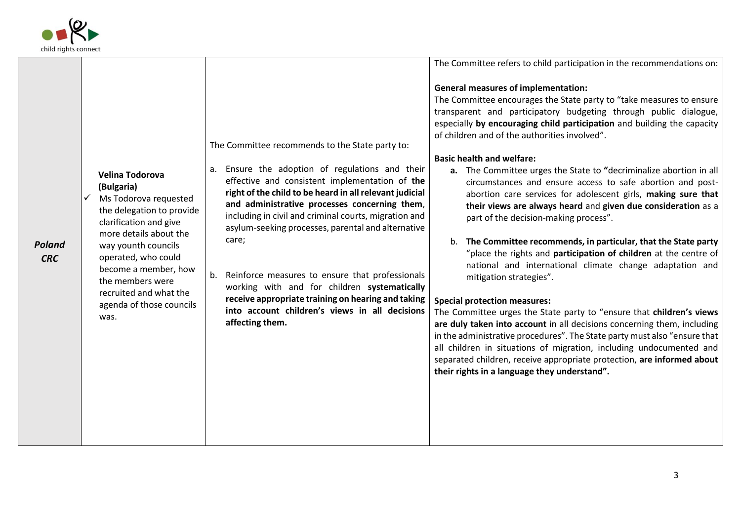| | | | |
|---|---|---|---|
| ***Poland CRC*** | **Velina Todorova (Bulgaria)**<br>✓ Ms Todorova requested the delegation to provide clarification and give more details about the way younth councils operated, who could become a member, how the members were recruited and what the agenda of those councils was. | The Committee recommends to the State party to:<br><br>a. Ensure the adoption of regulations and their effective and consistent implementation of **the right of the child to be heard in all relevant judicial and administrative processes concerning them**, including in civil and criminal courts, migration and asylum-seeking processes, parental and alternative care;<br><br>b. Reinforce measures to ensure that professionals working with and for children **systematically receive appropriate training on hearing and taking into account children's views in all decisions affecting them.** | The Committee refers to child participation in the recommendations on:<br><br>**General measures of implementation:**<br>The Committee encourages the State party to "take measures to ensure transparent and participatory budgeting through public dialogue, especially **by encouraging child participation** and building the capacity of children and of the authorities involved".<br><br>**Basic health and welfare:**<br>**a.** The Committee urges the State to **"**decriminalize abortion in all circumstances and ensure access to safe abortion and post-abortion care services for adolescent girls, **making sure that their views are always heard** and **given due consideration** as a part of the decision-making process".<br><br>b. **The Committee recommends, in particular, that the State party** "place the rights and **participation of children** at the centre of national and international climate change adaptation and mitigation strategies".<br><br>**Special protection measures:**<br>The Committee urges the State party to "ensure that **children's views are duly taken into account** in all decisions concerning them, including in the administrative procedures". The State party must also "ensure that all children in situations of migration, including undocumented and separated children, receive appropriate protection, **are informed about their rights in a language they understand".** |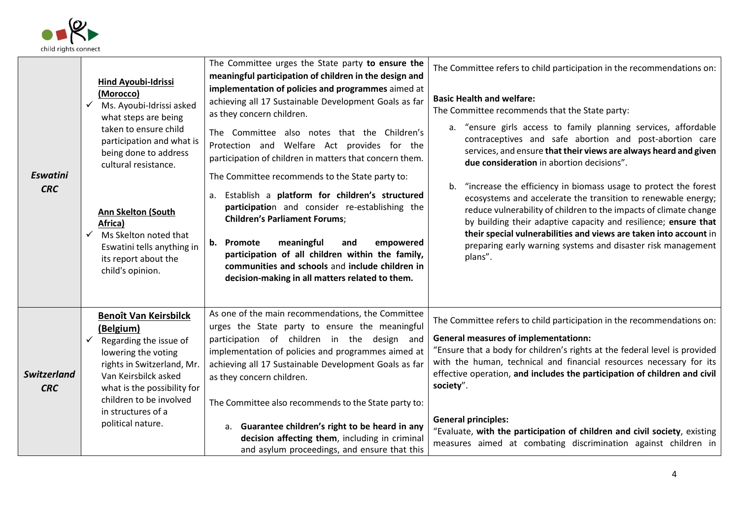| | | | |
|---|---|---|---|
| ***Eswatini CRC*** | **Hind Ayoubi-Idrissi (Morocco)**<br>✓ Ms. Ayoubi-Idrissi asked what steps are being taken to ensure child participation and what is being done to address cultural resistance.<br><br>**Ann Skelton (South Africa)**<br>✓ Ms Skelton noted that Eswatini tells anything in its report about the child's opinion. | The Committee urges the State party **to ensure the meaningful participation of children in the design and implementation of policies and programmes** aimed at achieving all 17 Sustainable Development Goals as far as they concern children.<br><br>The Committee also notes that the Children's Protection and Welfare Act provides for the participation of children in matters that concern them.<br><br>The Committee recommends to the State party to:<br><br>a. Establish a **platform for children's structured participatio**n and consider re-establishing the **Children's Parliament Forums**;<br><br>**b. Promote meaningful and empowered participation of all children within the family, communities and schools** and **include children in decision-making in all matters related to them.** | The Committee refers to child participation in the recommendations on:<br><br>**Basic Health and welfare:**<br>The Committee recommends that the State party:<br><br>a. "ensure girls access to family planning services, affordable contraceptives and safe abortion and post-abortion care services, and ensure **that their views are always heard and given due consideration** in abortion decisions".<br><br>b. "increase the efficiency in biomass usage to protect the forest ecosystems and accelerate the transition to renewable energy; reduce vulnerability of children to the impacts of climate change by building their adaptive capacity and resilience; **ensure that their special vulnerabilities and views are taken into account** in preparing early warning systems and disaster risk management plans". |
| ***Switzerland CRC*** | **Benoît Van Keirsbilck (Belgium)**<br>✓ Regarding the issue of lowering the voting rights in Switzerland, Mr. Van Keirsbilck asked what is the possibility for children to be involved in structures of a political nature. | As one of the main recommendations, the Committee urges the State party to ensure the meaningful participation of children in the design and implementation of policies and programmes aimed at achieving all 17 Sustainable Development Goals as far as they concern children.<br><br>The Committee also recommends to the State party to:<br><br>a. **Guarantee children's right to be heard in any decision affecting them**, including in criminal and asylum proceedings, and ensure that this | The Committee refers to child participation in the recommendations on:<br><br>**General measures of implementationn:**<br>"Ensure that a body for children's rights at the federal level is provided with the human, technical and financial resources necessary for its effective operation, **and includes the participation of children and civil society**".<br><br>**General principles:**<br>"Evaluate, **with the participation of children and civil society**, existing measures aimed at combating discrimination against children in |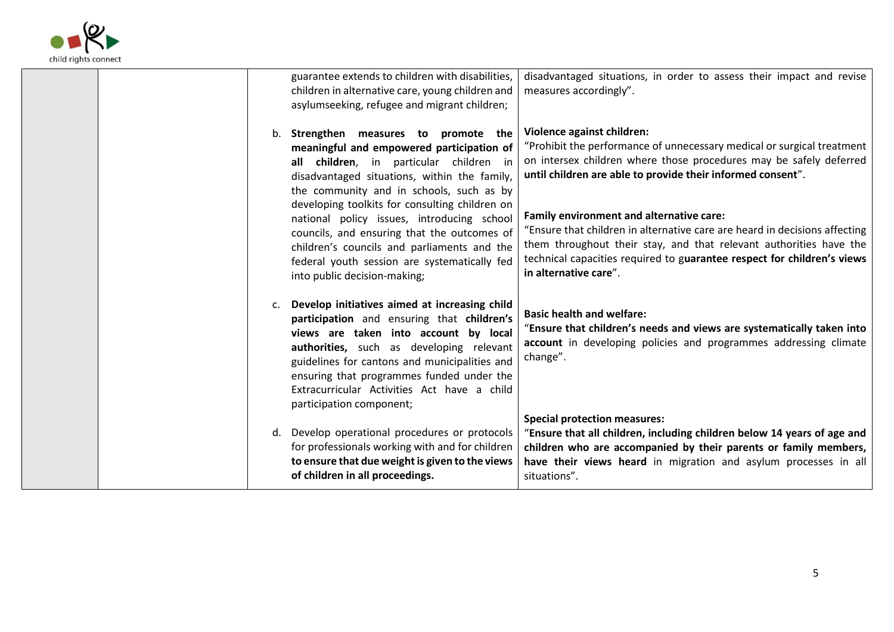| | | | |
|---|---|---|---|
| | | guarantee extends to children with disabilities, children in alternative care, young children and asylumseeking, refugee and migrant children;<br><br>b. **Strengthen measures to promote the meaningful and empowered participation of all children**, in particular children in disadvantaged situations, within the family, the community and in schools, such as by developing toolkits for consulting children on national policy issues, introducing school councils, and ensuring that the outcomes of children's councils and parliaments and the federal youth session are systematically fed into public decision-making;<br><br>c. **Develop initiatives aimed at increasing child participation** and ensuring that **children's views are taken into account by local authorities,** such as developing relevant guidelines for cantons and municipalities and ensuring that programmes funded under the Extracurricular Activities Act have a child participation component;<br><br>d. Develop operational procedures or protocols for professionals working with and for children **to ensure that due weight is given to the views of children in all proceedings.** | disadvantaged situations, in order to assess their impact and revise measures accordingly".<br><br>**Violence against children:**<br>"Prohibit the performance of unnecessary medical or surgical treatment on intersex children where those procedures may be safely deferred **until children are able to provide their informed consent**".<br><br>**Family environment and alternative care:**<br>"Ensure that children in alternative care are heard in decisions affecting them throughout their stay, and that relevant authorities have the technical capacities required to g**uarantee respect for children's views in alternative care**".<br><br>**Basic health and welfare:**<br>"**Ensure that children's needs and views are systematically taken into account** in developing policies and programmes addressing climate change".<br><br>**Special protection measures:**<br>"**Ensure that all children, including children below 14 years of age and children who are accompanied by their parents or family members, have their views heard** in migration and asylum processes in all situations". |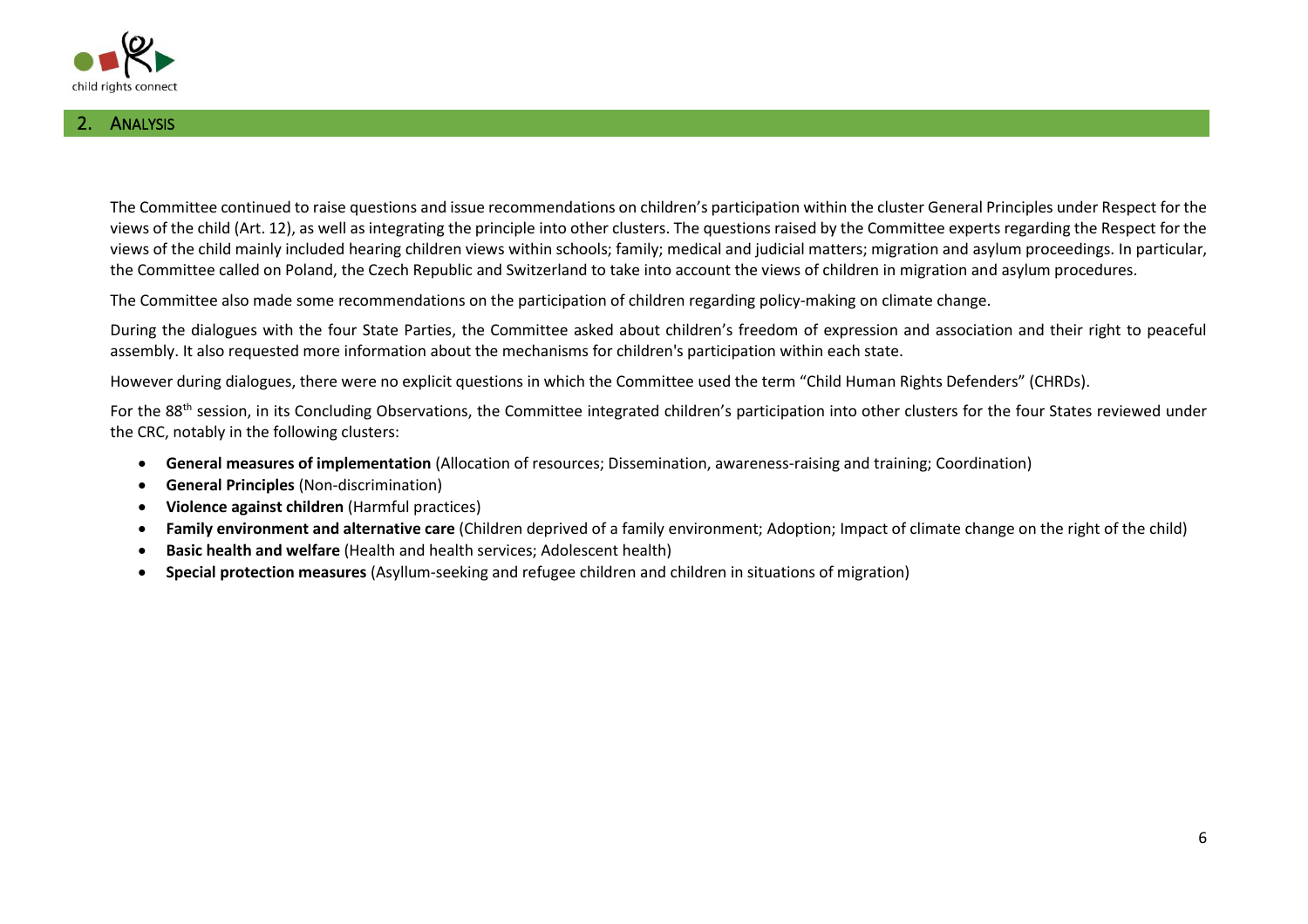## 2. Analysis

The Committee continued to raise questions and issue recommendations on children's participation within the cluster General Principles under Respect for the views of the child (Art. 12), as well as integrating the principle into other clusters. The questions raised by the Committee experts regarding the Respect for the views of the child mainly included hearing children views within schools; family; medical and judicial matters; migration and asylum proceedings. In particular, the Committee called on Poland, the Czech Republic and Switzerland to take into account the views of children in migration and asylum procedures.

The Committee also made some recommendations on the participation of children regarding policy-making on climate change.

During the dialogues with the four State Parties, the Committee asked about children's freedom of expression and association and their right to peaceful assembly. It also requested more information about the mechanisms for children's participation within each state.

However during dialogues, there were no explicit questions in which the Committee used the term "Child Human Rights Defenders" (CHRDs).

For the 88th session, in its Concluding Observations, the Committee integrated children's participation into other clusters for the four States reviewed under the CRC, notably in the following clusters:

- **General measures of implementation** (Allocation of resources; Dissemination, awareness-raising and training; Coordination)
- **General Principles** (Non-discrimination)
- **Violence against children** (Harmful practices)
- **Family environment and alternative care** (Children deprived of a family environment; Adoption; Impact of climate change on the right of the child)
- **Basic health and welfare** (Health and health services; Adolescent health)
- **Special protection measures** (Asyllum-seeking and refugee children and children in situations of migration)